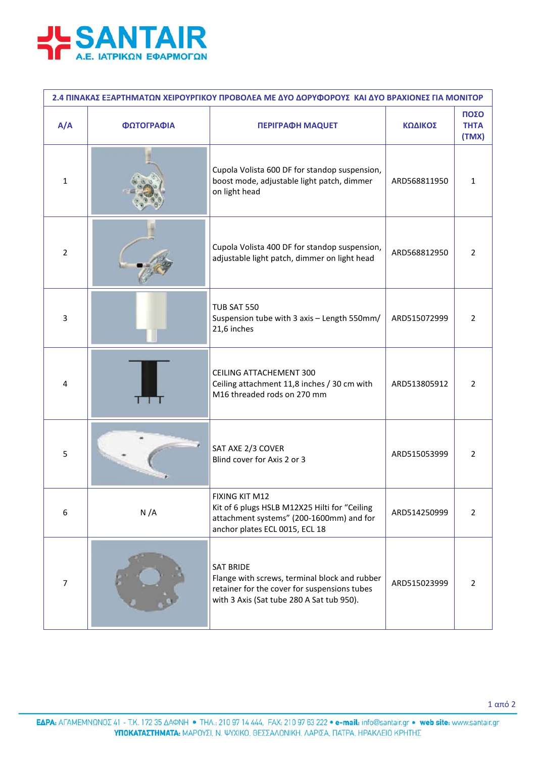# SANTAIR

Α.Ε. ΙΑΤΡΙΚΩΝ ΕΦΑΡΜΟΓΩΝ

| 2.4 ΠΙΝΑΚΑΣ ΕΞΑΡΤΗΜΑΤΩΝ ΧΕΙΡΟΥΡΓΙΚΟΥ ΠΡΟΒΟΛΕΑ ΜΕ ΔΥΟ ΔΟΡΥΦΟΡΟΥΣ ΚΑΙ ΔΥΟ ΒΡΑΧΙΟΝΕΣ ΓΙΑ ΜΟΝΙΤΟΡ | | | | |
|---|---|---|---|---|
| **Α/Α** | **ΦΩΤΟΓΡΑΦΙΑ** | **ΠΕΡΙΓΡΑΦΗ MAQUET** | **ΚΩΔΙΚΟΣ** | **ΠΟΣΟΤΗΤΑ (ΤΜΧ)** |
| 1 | | Cupola Volista 600 DF for standop suspension, boost mode, adjustable light patch, dimmer on light head | ARD568811950 | 1 |
| 2 | | Cupola Volista 400 DF for standop suspension, adjustable light patch, dimmer on light head | ARD568812950 | 2 |
| 3 | | TUB SAT 550<br>Suspension tube with 3 axis – Length 550mm/ 21,6 inches | ARD515072999 | 2 |
| 4 | | CEILING ATTACHEMENT 300<br>Ceiling attachment 11,8 inches / 30 cm with M16 threaded rods on 270 mm | ARD513805912 | 2 |
| 5 | | SAT AXE 2/3 COVER<br>Blind cover for Axis 2 or 3 | ARD515053999 | 2 |
| 6 | N /A | FIXING KIT M12<br>Kit of 6 plugs HSLB M12X25 Hilti for "Ceiling attachment systems" (200-1600mm) and for anchor plates ECL 0015, ECL 18 | ARD514250999 | 2 |
| 7 | | SAT BRIDE<br>Flange with screws, terminal block and rubber retainer for the cover for suspensions tubes with 3 Axis (Sat tube 280 A Sat tub 950). | ARD515023999 | 2 |

**ΕΔΡΑ:** ΑΓΑΜΕΜΝΟΝΟΣ 41 - Τ.Κ. 172 35 ΔΑΦΝΗ • ΤΗΛ.: 210 97 14 444, FAX: 210 97 63 222 • **e-mail:** info@santair.gr • **web site:** www.santair.gr
**ΥΠΟΚΑΤΑΣΤΗΜΑΤΑ:** ΜΑΡΟΥΣΙ, Ν. ΨΥΧΙΚΟ, ΘΕΣΣΑΛΟΝΙΚΗ, ΛΑΡΙΣΑ, ΠΑΤΡΑ, ΗΡΑΚΛΕΙΟ ΚΡΗΤΗΣ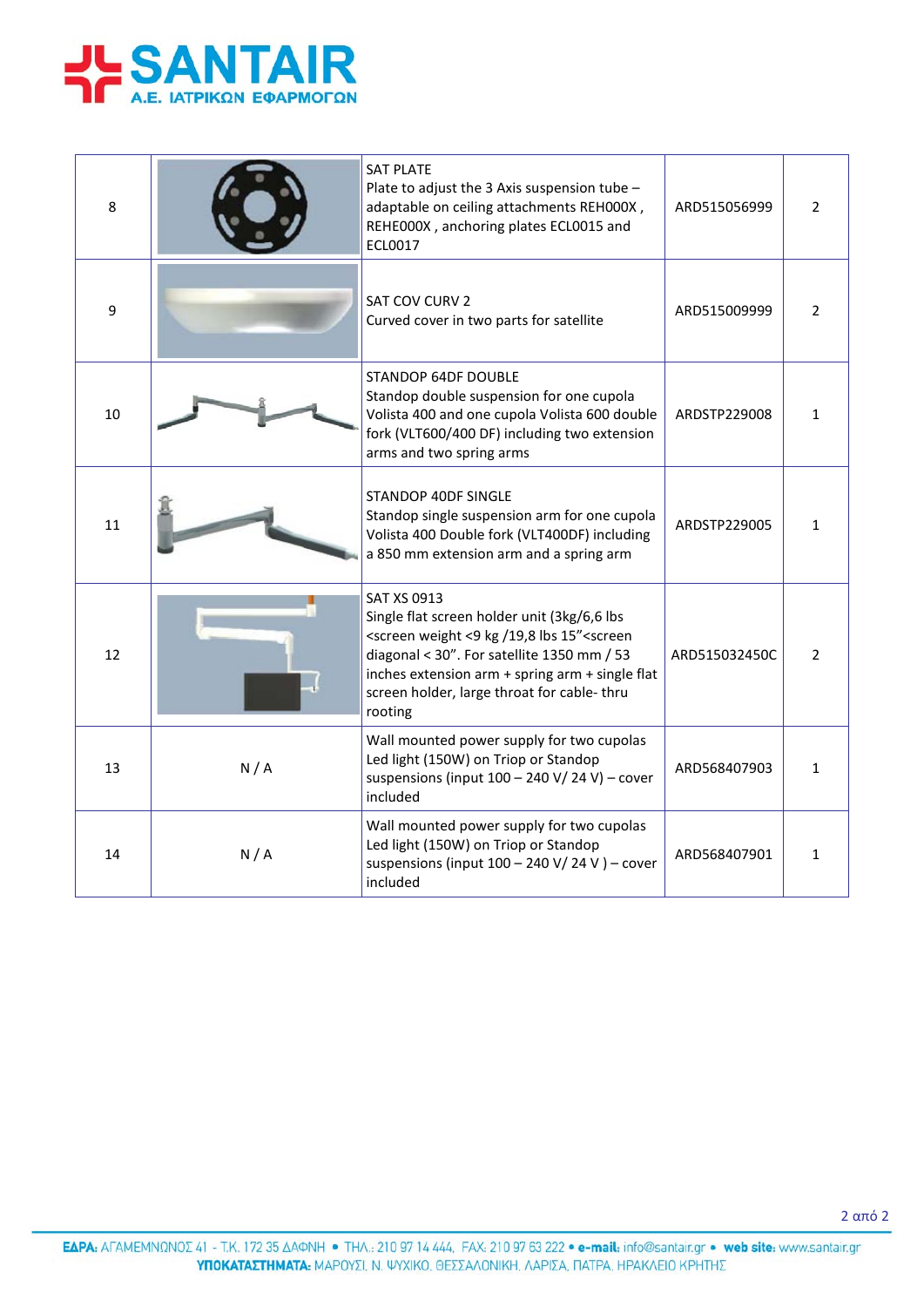| | | | | |
|---|---|---|---|---|
| 8 | | SAT PLATE<br>Plate to adjust the 3 Axis suspension tube – adaptable on ceiling attachments REH000X , REHE000X , anchoring plates ECL0015 and ECL0017 | ARD515056999 | 2 |
| 9 | | SAT COV CURV 2<br>Curved cover in two parts for satellite | ARD515009999 | 2 |
| 10 | | STANDOP 64DF DOUBLE<br>Standop double suspension for one cupola Volista 400 and one cupola Volista 600 double fork (VLT600/400 DF) including two extension arms and two spring arms | ARDSTP229008 | 1 |
| 11 | | STANDOP 40DF SINGLE<br>Standop single suspension arm for one cupola Volista 400 Double fork (VLT400DF) including a 850 mm extension arm and a spring arm | ARDSTP229005 | 1 |
| 12 | | SAT XS 0913<br>Single flat screen holder unit (3kg/6,6 lbs <screen weight <9 kg /19,8 lbs 15"<screen diagonal < 30". For satellite 1350 mm / 53 inches extension arm + spring arm + single flat screen holder, large throat for cable- thru rooting | ARD515032450C | 2 |
| 13 | N / A | Wall mounted power supply for two cupolas Led light (150W) on Triop or Standop suspensions (input 100 – 240 V/ 24 V) – cover included | ARD568407903 | 1 |
| 14 | N / A | Wall mounted power supply for two cupolas Led light (150W) on Triop or Standop suspensions (input 100 – 240 V/ 24 V ) – cover included | ARD568407901 | 1 |